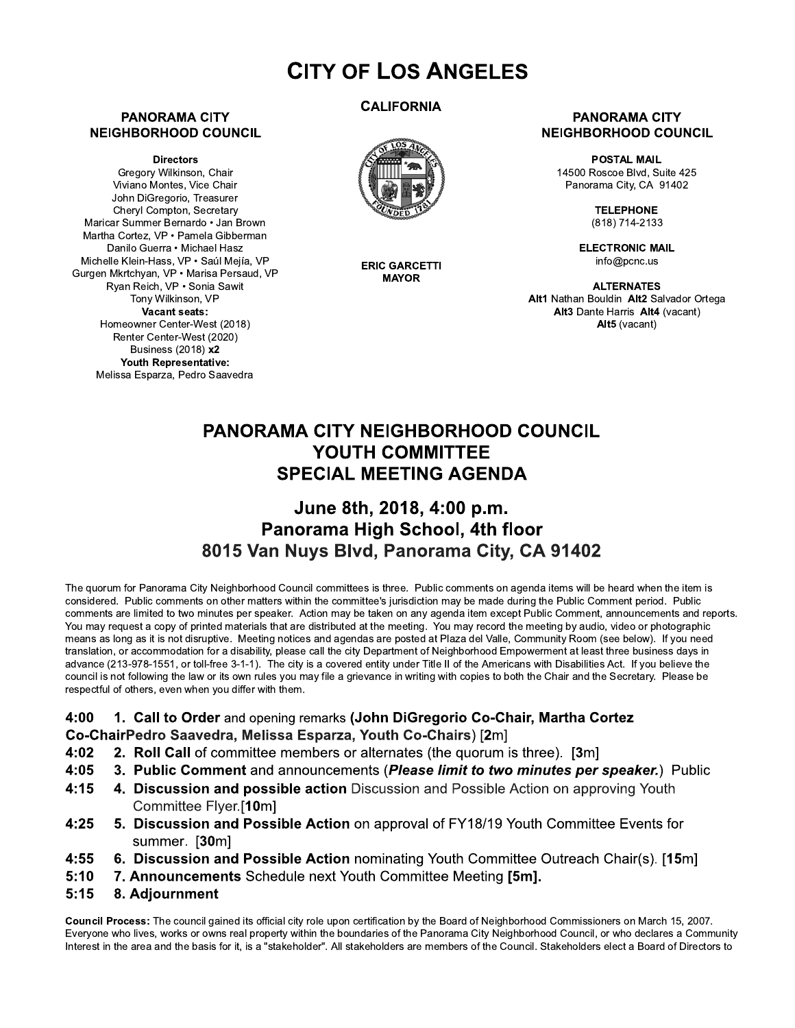# CITY OF LOS ANGELES

**CALIFORNIA**

**ERIC GARCETTI**
**MAYOR**

**PANORAMA CITY NEIGHBORHOOD COUNCIL**

**Directors**
Gregory Wilkinson, Chair
Viviano Montes, Vice Chair
John DiGregorio, Treasurer
Cheryl Compton, Secretary
Maricar Summer Bernardo • Jan Brown
Martha Cortez, VP • Pamela Gibberman
Danilo Guerra • Michael Hasz
Michelle Klein-Hass, VP • Saúl Mejía, VP
Gurgen Mkrtchyan, VP • Marisa Persaud, VP
Ryan Reich, VP • Sonia Sawit
Tony Wilkinson, VP
**Vacant seats:**
Homeowner Center-West (2018)
Renter Center-West (2020)
Business (2018) **x2**
**Youth Representative:**
Melissa Esparza, Pedro Saavedra

**PANORAMA CITY NEIGHBORHOOD COUNCIL**

**POSTAL MAIL**
14500 Roscoe Blvd, Suite 425
Panorama City, CA 91402

**TELEPHONE**
(818) 714-2133

**ELECTRONIC MAIL**
info@pcnc.us

**ALTERNATES**
**Alt1** Nathan Bouldin **Alt2** Salvador Ortega
**Alt3** Dante Harris **Alt4** (vacant)
**Alt5** (vacant)

## PANORAMA CITY NEIGHBORHOOD COUNCIL YOUTH COMMITTEE SPECIAL MEETING AGENDA

### June 8th, 2018, 4:00 p.m.
### Panorama High School, 4th floor
### 8015 Van Nuys Blvd, Panorama City, CA 91402

The quorum for Panorama City Neighborhood Council committees is three. Public comments on agenda items will be heard when the item is considered. Public comments on other matters within the committee's jurisdiction may be made during the Public Comment period. Public comments are limited to two minutes per speaker. Action may be taken on any agenda item except Public Comment, announcements and reports. You may request a copy of printed materials that are distributed at the meeting. You may record the meeting by audio, video or photographic means as long as it is not disruptive. Meeting notices and agendas are posted at Plaza del Valle, Community Room (see below). If you need translation, or accommodation for a disability, please call the city Department of Neighborhood Empowerment at least three business days in advance (213-978-1551, or toll-free 3-1-1). The city is a covered entity under Title II of the Americans with Disabilities Act. If you believe the council is not following the law or its own rules you may file a grievance in writing with copies to both the Chair and the Secretary. Please be respectful of others, even when you differ with them.

**4:00 1. Call to Order** and opening remarks **(John DiGregorio Co-Chair, Martha Cortez Co-ChairPedro Saavedra, Melissa Esparza, Youth Co-Chairs)** [**2**m]

**4:02 2. Roll Call** of committee members or alternates (the quorum is three). [**3**m]

**4:05 3. Public Comment** and announcements (***Please limit to two minutes per speaker.***) Public

**4:15 4. Discussion and possible action** Discussion and Possible Action on approving Youth Committee Flyer.[**10**m]

**4:25 5. Discussion and Possible Action** on approval of FY18/19 Youth Committee Events for summer. [**30**m]

**4:55 6. Discussion and Possible Action** nominating Youth Committee Outreach Chair(s). [**15**m]

**5:10 7. Announcements** Schedule next Youth Committee Meeting **[5m].**

**5:15 8. Adjournment**

**Council Process:** The council gained its official city role upon certification by the Board of Neighborhood Commissioners on March 15, 2007. Everyone who lives, works or owns real property within the boundaries of the Panorama City Neighborhood Council, or who declares a Community Interest in the area and the basis for it, is a "stakeholder". All stakeholders are members of the Council. Stakeholders elect a Board of Directors to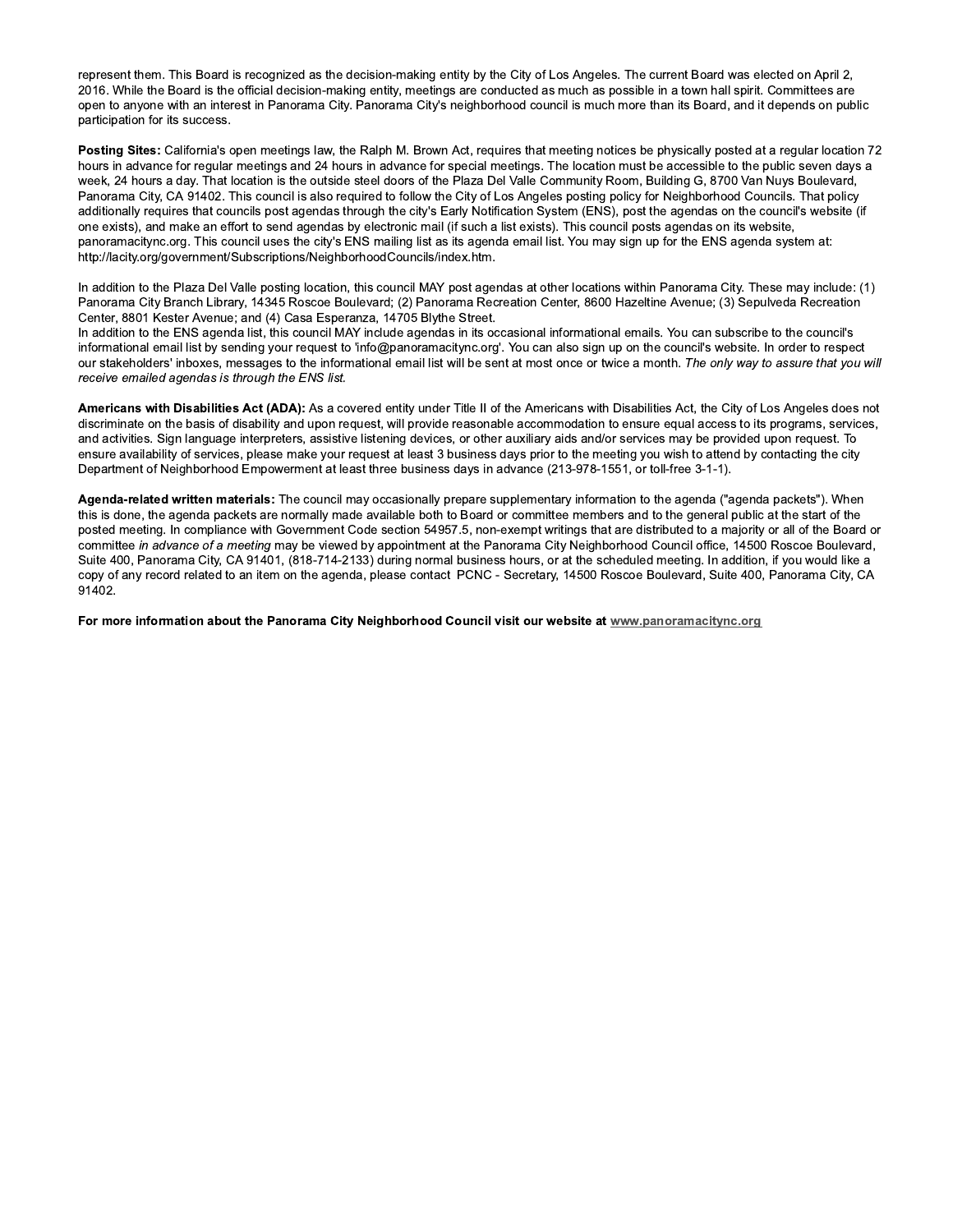represent them. This Board is recognized as the decision-making entity by the City of Los Angeles. The current Board was elected on April 2, 2016. While the Board is the official decision-making entity, meetings are conducted as much as possible in a town hall spirit. Committees are open to anyone with an interest in Panorama City. Panorama City's neighborhood council is much more than its Board, and it depends on public participation for its success.

**Posting Sites:** California's open meetings law, the Ralph M. Brown Act, requires that meeting notices be physically posted at a regular location 72 hours in advance for regular meetings and 24 hours in advance for special meetings. The location must be accessible to the public seven days a week, 24 hours a day. That location is the outside steel doors of the Plaza Del Valle Community Room, Building G, 8700 Van Nuys Boulevard, Panorama City, CA 91402. This council is also required to follow the City of Los Angeles posting policy for Neighborhood Councils. That policy additionally requires that councils post agendas through the city's Early Notification System (ENS), post the agendas on the council's website (if one exists), and make an effort to send agendas by electronic mail (if such a list exists). This council posts agendas on its website, panoramacitync.org. This council uses the city's ENS mailing list as its agenda email list. You may sign up for the ENS agenda system at: http://lacity.org/government/Subscriptions/NeighborhoodCouncils/index.htm.

In addition to the Plaza Del Valle posting location, this council MAY post agendas at other locations within Panorama City. These may include: (1) Panorama City Branch Library, 14345 Roscoe Boulevard; (2) Panorama Recreation Center, 8600 Hazeltine Avenue; (3) Sepulveda Recreation Center, 8801 Kester Avenue; and (4) Casa Esperanza, 14705 Blythe Street.
In addition to the ENS agenda list, this council MAY include agendas in its occasional informational emails. You can subscribe to the council's informational email list by sending your request to 'info@panoramacitync.org'. You can also sign up on the council's website. In order to respect our stakeholders' inboxes, messages to the informational email list will be sent at most once or twice a month. *The only way to assure that you will receive emailed agendas is through the ENS list.*

**Americans with Disabilities Act (ADA):** As a covered entity under Title II of the Americans with Disabilities Act, the City of Los Angeles does not discriminate on the basis of disability and upon request, will provide reasonable accommodation to ensure equal access to its programs, services, and activities. Sign language interpreters, assistive listening devices, or other auxiliary aids and/or services may be provided upon request. To ensure availability of services, please make your request at least 3 business days prior to the meeting you wish to attend by contacting the city Department of Neighborhood Empowerment at least three business days in advance (213-978-1551, or toll-free 3-1-1).

**Agenda-related written materials:** The council may occasionally prepare supplementary information to the agenda ("agenda packets"). When this is done, the agenda packets are normally made available both to Board or committee members and to the general public at the start of the posted meeting. In compliance with Government Code section 54957.5, non-exempt writings that are distributed to a majority or all of the Board or committee *in advance of a meeting* may be viewed by appointment at the Panorama City Neighborhood Council office, 14500 Roscoe Boulevard, Suite 400, Panorama City, CA 91401, (818-714-2133) during normal business hours, or at the scheduled meeting. In addition, if you would like a copy of any record related to an item on the agenda, please contact PCNC - Secretary, 14500 Roscoe Boulevard, Suite 400, Panorama City, CA 91402.

**For more information about the Panorama City Neighborhood Council visit our website at www.panoramacitync.org**